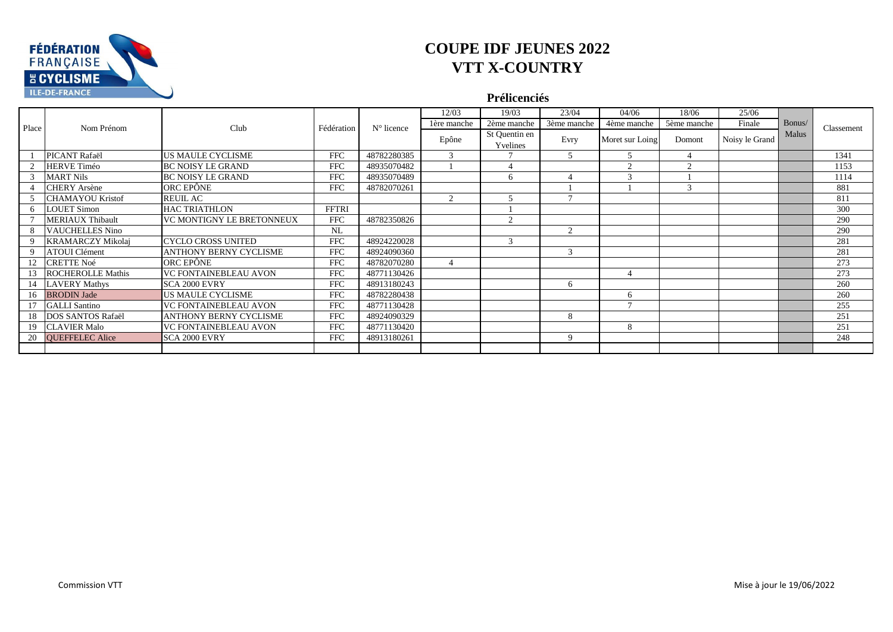# COUPE IDF JEUNES 2022
# VTT X-COUNTRY

## Prélicenciés

| Place | Nom Prénom | Club | Fédération | N° licence | 12/03 | 19/03 | 23/04 | 04/06 | 18/06 | 25/06 | Bonus/ Malus | Classement |
|---|---|---|---|---|---|---|---|---|---|---|---|---|
| | | | | | 1ère manche | 2ème manche | 3ème manche | 4ème manche | 5ème manche | Finale | | |
| | | | | | Epône | St Quentin en Yvelines | Evry | Moret sur Loing | Domont | Noisy le Grand | | |
| 1 | PICANT Rafaël | US MAULE CYCLISME | FFC | 48782280385 | 3 | 7 | 5 | 5 | 4 | | | 1341 |
| 2 | HERVE Timéo | BC NOISY LE GRAND | FFC | 48935070482 | 1 | 4 | | 2 | 2 | | | 1153 |
| 3 | MART Nils | BC NOISY LE GRAND | FFC | 48935070489 | | 6 | 4 | 3 | 1 | | | 1114 |
| 4 | CHERY Arsène | ORC EPÔNE | FFC | 48782070261 | | | 1 | 1 | 3 | | | 881 |
| 5 | CHAMAYOU Kristof | REUIL AC | | | 2 | 5 | 7 | | | | | 811 |
| 6 | LOUET Simon | HAC TRIATHLON | FFTRI | | | 1 | | | | | | 300 |
| 7 | MERIAUX Thibault | VC MONTIGNY LE BRETONNEUX | FFC | 48782350826 | | 2 | | | | | | 290 |
| 8 | VAUCHELLES Nino | | NL | | | | 2 | | | | | 290 |
| 9 | KRAMARCZY Mikolaj | CYCLO CROSS UNITED | FFC | 48924220028 | | 3 | | | | | | 281 |
| 9 | ATOUI Clément | ANTHONY BERNY CYCLISME | FFC | 48924090360 | | | 3 | | | | | 281 |
| 12 | CRETTE Noé | ORC EPÔNE | FFC | 48782070280 | 4 | | | | | | | 273 |
| 13 | ROCHEROLLE Mathis | VC FONTAINEBLEAU AVON | FFC | 48771130426 | | | | 4 | | | | 273 |
| 14 | LAVERY Mathys | SCA 2000 EVRY | FFC | 48913180243 | | | 6 | | | | | 260 |
| 16 | BRODIN Jade | US MAULE CYCLISME | FFC | 48782280438 | | | | 6 | | | | 260 |
| 17 | GALLI Santino | VC FONTAINEBLEAU AVON | FFC | 48771130428 | | | | 7 | | | | 255 |
| 18 | DOS SANTOS Rafaël | ANTHONY BERNY CYCLISME | FFC | 48924090329 | | | 8 | | | | | 251 |
| 19 | CLAVIER Malo | VC FONTAINEBLEAU AVON | FFC | 48771130420 | | | | 8 | | | | 251 |
| 20 | QUEFFELEC Alice | SCA 2000 EVRY | FFC | 48913180261 | | | 9 | | | | | 248 |

Commission VTT

Mise à jour le 19/06/2022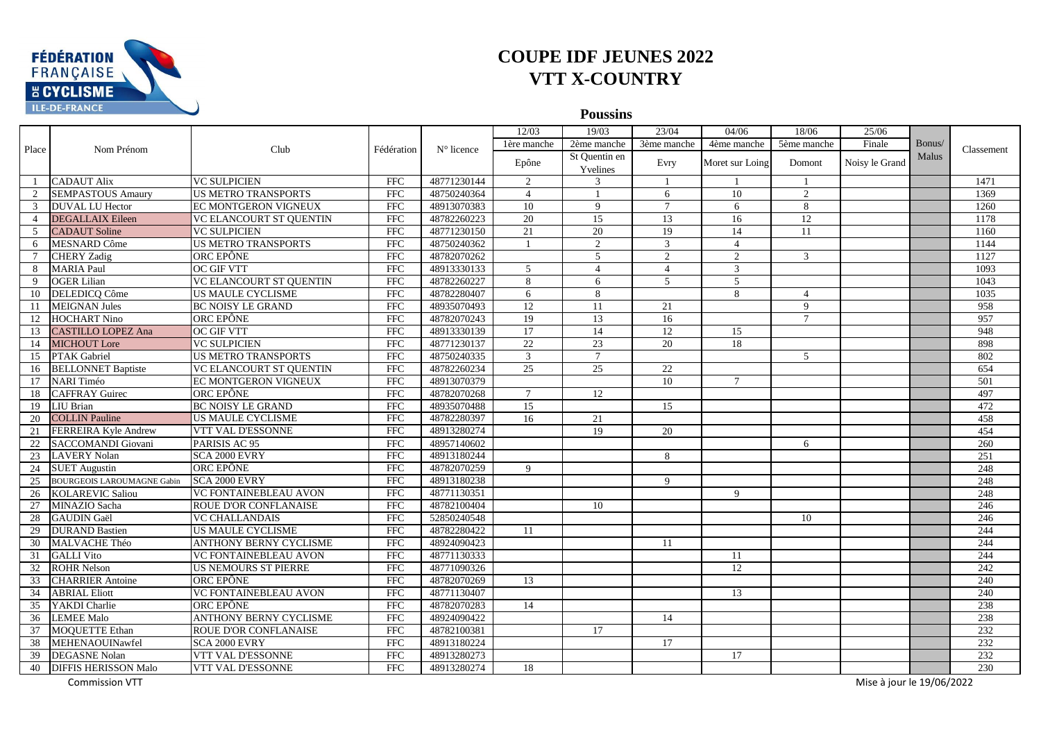# COUPE IDF JEUNES 2022
# VTT X-COUNTRY

## Poussins

| Place | Nom Prénom | Club | Fédération | N° licence | 12/03 | 19/03 | 23/04 | 04/06 | 18/06 | 25/06 | Bonus/ Malus | Classement |
|---|---|---|---|---|---|---|---|---|---|---|---|---|
| | | | | | 1ère manche | 2ème manche | 3ème manche | 4ème manche | 5ème manche | Finale | | |
| | | | | | Epône | St Quentin en Yvelines | Evry | Moret sur Loing | Domont | Noisy le Grand | | |
| 1 | CADAUT Alix | VC SULPICIEN | FFC | 48771230144 | 2 | 3 | 1 | 1 | 1 | | | 1471 |
| 2 | SEMPASTOUS Amaury | US METRO TRANSPORTS | FFC | 48750240364 | 4 | 1 | 6 | 10 | 2 | | | 1369 |
| 3 | DUVAL LU Hector | EC MONTGERON VIGNEUX | FFC | 48913070383 | 10 | 9 | 7 | 6 | 8 | | | 1260 |
| 4 | DEGALLAIX Eileen | VC ELANCOURT ST QUENTIN | FFC | 48782260223 | 20 | 15 | 13 | 16 | 12 | | | 1178 |
| 5 | CADAUT Soline | VC SULPICIEN | FFC | 48771230150 | 21 | 20 | 19 | 14 | 11 | | | 1160 |
| 6 | MESNARD Côme | US METRO TRANSPORTS | FFC | 48750240362 | 1 | 2 | 3 | 4 | | | | 1144 |
| 7 | CHERY Zadig | ORC EPÔNE | FFC | 48782070262 | | 5 | 2 | 2 | 3 | | | 1127 |
| 8 | MARIA Paul | OC GIF VTT | FFC | 48913330133 | 5 | 4 | 4 | 3 | | | | 1093 |
| 9 | OGER Lilian | VC ELANCOURT ST QUENTIN | FFC | 48782260227 | 8 | 6 | 5 | 5 | | | | 1043 |
| 10 | DELEDICQ Côme | US MAULE CYCLISME | FFC | 48782280407 | 6 | 8 | | 8 | 4 | | | 1035 |
| 11 | MEIGNAN Jules | BC NOISY LE GRAND | FFC | 48935070493 | 12 | 11 | 21 | | 9 | | | 958 |
| 12 | HOCHART Nino | ORC EPÔNE | FFC | 48782070243 | 19 | 13 | 16 | | 7 | | | 957 |
| 13 | CASTILLO LOPEZ Ana | OC GIF VTT | FFC | 48913330139 | 17 | 14 | 12 | 15 | | | | 948 |
| 14 | MICHOUT Lore | VC SULPICIEN | FFC | 48771230137 | 22 | 23 | 20 | 18 | | | | 898 |
| 15 | PTAK Gabriel | US METRO TRANSPORTS | FFC | 48750240335 | 3 | 7 | | | 5 | | | 802 |
| 16 | BELLONNET Baptiste | VC ELANCOURT ST QUENTIN | FFC | 48782260234 | 25 | 25 | 22 | | | | | 654 |
| 17 | NARI Timéo | EC MONTGERON VIGNEUX | FFC | 48913070379 | | | 10 | 7 | | | | 501 |
| 18 | CAFFRAY Guirec | ORC EPÔNE | FFC | 48782070268 | 7 | 12 | | | | | | 497 |
| 19 | LIU Brian | BC NOISY LE GRAND | FFC | 48935070488 | 15 | | 15 | | | | | 472 |
| 20 | COLLIN Pauline | US MAULE CYCLISME | FFC | 48782280397 | 16 | 21 | | | | | | 458 |
| 21 | FERREIRA Kyle Andrew | VTT VAL D'ESSONNE | FFC | 48913280274 | | 19 | 20 | | | | | 454 |
| 22 | SACCOMANDI Giovani | PARISIS AC 95 | FFC | 48957140602 | | | | | 6 | | | 260 |
| 23 | LAVERY Nolan | SCA 2000 EVRY | FFC | 48913180244 | | | 8 | | | | | 251 |
| 24 | SUET Augustin | ORC EPÔNE | FFC | 48782070259 | 9 | | | | | | | 248 |
| 25 | BOURGEOIS LAROUMAGNE Gabin | SCA 2000 EVRY | FFC | 48913180238 | | | 9 | | | | | 248 |
| 26 | KOLAREVIC Saliou | VC FONTAINEBLEAU AVON | FFC | 48771130351 | | | | 9 | | | | 248 |
| 27 | MINAZIO Sacha | ROUE D'OR CONFLANAISE | FFC | 48782100404 | | 10 | | | | | | 246 |
| 28 | GAUDIN Gaël | VC CHALLANDAIS | FFC | 52850240548 | | | | | 10 | | | 246 |
| 29 | DURAND Bastien | US MAULE CYCLISME | FFC | 48782280422 | 11 | | | | | | | 244 |
| 30 | MALVACHE Théo | ANTHONY BERNY CYCLISME | FFC | 48924090423 | | | 11 | | | | | 244 |
| 31 | GALLI Vito | VC FONTAINEBLEAU AVON | FFC | 48771130333 | | | | 11 | | | | 244 |
| 32 | ROHR Nelson | US NEMOURS ST PIERRE | FFC | 48771090326 | | | | 12 | | | | 242 |
| 33 | CHARRIER Antoine | ORC EPÔNE | FFC | 48782070269 | 13 | | | | | | | 240 |
| 34 | ABRIAL Eliott | VC FONTAINEBLEAU AVON | FFC | 48771130407 | | | | 13 | | | | 240 |
| 35 | YAKDI Charlie | ORC EPÔNE | FFC | 48782070283 | 14 | | | | | | | 238 |
| 36 | LEMEE Malo | ANTHONY BERNY CYCLISME | FFC | 48924090422 | | | 14 | | | | | 238 |
| 37 | MOQUETTE Ethan | ROUE D'OR CONFLANAISE | FFC | 48782100381 | | 17 | | | | | | 232 |
| 38 | MEHENAOUINawfel | SCA 2000 EVRY | FFC | 48913180224 | | | 17 | | | | | 232 |
| 39 | DEGASNE Nolan | VTT VAL D'ESSONNE | FFC | 48913280273 | | | | 17 | | | | 232 |
| 40 | DIFFIS HERISSON Malo | VTT VAL D'ESSONNE | FFC | 48913280274 | 18 | | | | | | | 230 |

Commission VTT

Mise à jour le 19/06/2022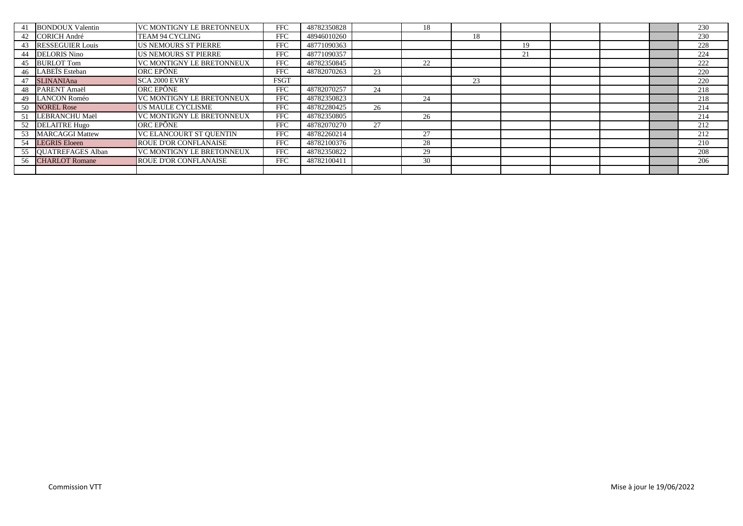| | | | | | | | | | | | | |
|---|---|---|---|---|---|---|---|---|---|---|---|---|
| 41 | BONDOUX Valentin | VC MONTIGNY LE BRETONNEUX | FFC | 48782350828 | | 18 | | | | | | 230 |
| 42 | CORICH André | TEAM 94 CYCLING | FFC | 48946010260 | | | 18 | | | | | 230 |
| 43 | RESSEGUIER Louis | US NEMOURS ST PIERRE | FFC | 48771090363 | | | | 19 | | | | 228 |
| 44 | DELORIS Nino | US NEMOURS ST PIERRE | FFC | 48771090357 | | | | 21 | | | | 224 |
| 45 | BURLOT Tom | VC MONTIGNY LE BRETONNEUX | FFC | 48782350845 | | 22 | | | | | | 222 |
| 46 | LABEÏS Esteban | ORC EPÔNE | FFC | 48782070263 | 23 | | | | | | | 220 |
| 47 | SLINANIAna | SCA 2000 EVRY | FSGT | | | | 23 | | | | | 220 |
| 48 | PARENT Amaël | ORC EPÔNE | FFC | 48782070257 | 24 | | | | | | | 218 |
| 49 | LANCON Roméo | VC MONTIGNY LE BRETONNEUX | FFC | 48782350823 | | 24 | | | | | | 218 |
| 50 | NOREL Rose | US MAULE CYCLISME | FFC | 48782280425 | 26 | | | | | | | 214 |
| 51 | LEBRANCHU Maël | VC MONTIGNY LE BRETONNEUX | FFC | 48782350805 | | 26 | | | | | | 214 |
| 52 | DELAITRE Hugo | ORC EPÔNE | FFC | 48782070270 | 27 | | | | | | | 212 |
| 53 | MARCAGGI Mattew | VC ELANCOURT ST QUENTIN | FFC | 48782260214 | | 27 | | | | | | 212 |
| 54 | LEGRIS Eloeen | ROUE D'OR CONFLANAISE | FFC | 48782100376 | | 28 | | | | | | 210 |
| 55 | QUATREFAGES Alban | VC MONTIGNY LE BRETONNEUX | FFC | 48782350822 | | 29 | | | | | | 208 |
| 56 | CHARLOT Romane | ROUE D'OR CONFLANAISE | FFC | 48782100411 | | 30 | | | | | | 206 |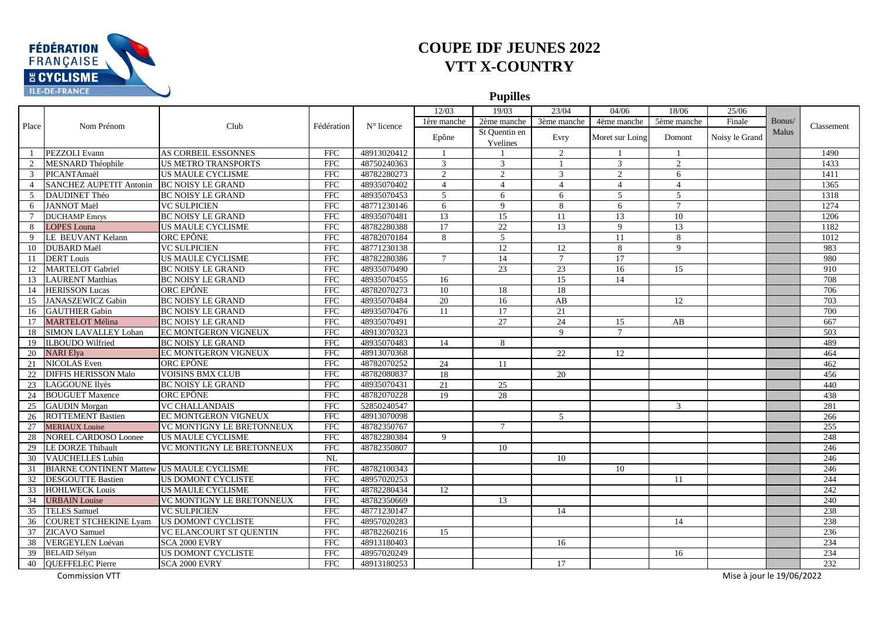# COUPE IDF JEUNES 2022
# VTT X-COUNTRY

## Pupilles

| Place | Nom Prénom | Club | Fédération | N° licence | 12/03 | 19/03 | 23/04 | 04/06 | 18/06 | 25/06 | Bonus/ Malus | Classement |
|---|---|---|---|---|---|---|---|---|---|---|---|---|
| | | | | | 1ère manche | 2ème manche | 3ème manche | 4ème manche | 5ème manche | Finale | | |
| | | | | | Epône | St Quentin en Yvelines | Evry | Moret sur Loing | Domont | Noisy le Grand | | |
| 1 | PEZZOLI Evann | AS CORBEIL ESSONNES | FFC | 48913020412 | 1 | 1 | 2 | 1 | 1 | | | 1490 |
| 2 | MESNARD Théophile | US METRO TRANSPORTS | FFC | 48750240363 | 3 | 3 | 1 | 3 | 2 | | | 1433 |
| 3 | PICANTAmaël | US MAULE CYCLISME | FFC | 48782280273 | 2 | 2 | 3 | 2 | 6 | | | 1411 |
| 4 | SANCHEZ AUPETIT Antonin | BC NOISY LE GRAND | FFC | 48935070402 | 4 | 4 | 4 | 4 | 4 | | | 1365 |
| 5 | DAUDINET Théo | BC NOISY LE GRAND | FFC | 48935070453 | 5 | 6 | 6 | 5 | 5 | | | 1318 |
| 6 | JANNOT Maël | VC SULPICIEN | FFC | 48771230146 | 6 | 9 | 8 | 6 | 7 | | | 1274 |
| 7 | DUCHAMP Emrys | BC NOISY LE GRAND | FFC | 48935070481 | 13 | 15 | 11 | 13 | 10 | | | 1206 |
| 8 | LOPES Louna | US MAULE CYCLISME | FFC | 48782280388 | 17 | 22 | 13 | 9 | 13 | | | 1182 |
| 9 | LE BEUVANT Kelann | ORC EPÔNE | FFC | 48782070184 | 8 | 5 | | 11 | 8 | | | 1012 |
| 10 | DUBARD Maël | VC SULPICIEN | FFC | 48771230138 | | 12 | 12 | 8 | 9 | | | 983 |
| 11 | DERT Louis | US MAULE CYCLISME | FFC | 48782280386 | 7 | 14 | 7 | 17 | | | | 980 |
| 12 | MARTELOT Gabriel | BC NOISY LE GRAND | FFC | 48935070490 | | 23 | 23 | 16 | 15 | | | 910 |
| 13 | LAURENT Matthias | BC NOISY LE GRAND | FFC | 48935070455 | 16 | | 15 | 14 | | | | 708 |
| 14 | HERISSON Lucas | ORC EPÔNE | FFC | 48782070273 | 10 | 18 | 18 | | | | | 706 |
| 15 | JANASZEWICZ Gabin | BC NOISY LE GRAND | FFC | 48935070484 | 20 | 16 | AB | | 12 | | | 703 |
| 16 | GAUTHIER Gabin | BC NOISY LE GRAND | FFC | 48935070476 | 11 | 17 | 21 | | | | | 700 |
| 17 | MARTELOT Mélina | BC NOISY LE GRAND | FFC | 48935070491 | | 27 | 24 | 15 | AB | | | 667 |
| 18 | SIMON LAVALLEY Lohan | EC MONTGERON VIGNEUX | FFC | 48913070323 | | | 9 | 7 | | | | 503 |
| 19 | ILBOUDO Wilfried | BC NOISY LE GRAND | FFC | 48935070483 | 14 | 8 | | | | | | 489 |
| 20 | NARI Elya | EC MONTGERON VIGNEUX | FFC | 48913070368 | | | 22 | 12 | | | | 464 |
| 21 | NICOLAS Even | ORC EPÔNE | FFC | 48782070252 | 24 | 11 | | | | | | 462 |
| 22 | DIFFIS HERISSON Malo | VOISINS BMX CLUB | FFC | 48782080837 | 18 | | 20 | | | | | 456 |
| 23 | LAGGOUNE Ilyès | BC NOISY LE GRAND | FFC | 48935070431 | 21 | 25 | | | | | | 440 |
| 24 | BOUGUET Maxence | ORC EPÔNE | FFC | 48782070228 | 19 | 28 | | | | | | 438 |
| 25 | GAUDIN Morgan | VC CHALLANDAIS | FFC | 52850240547 | | | | | 3 | | | 281 |
| 26 | ROTTEMENT Bastien | EC MONTGERON VIGNEUX | FFC | 48913070098 | | | 5 | | | | | 266 |
| 27 | MERIAUX Louise | VC MONTIGNY LE BRETONNEUX | FFC | 48782350767 | | 7 | | | | | | 255 |
| 28 | NOREL CARDOSO Loonee | US MAULE CYCLISME | FFC | 48782280384 | 9 | | | | | | | 248 |
| 29 | LE DORZE Thibault | VC MONTIGNY LE BRETONNEUX | FFC | 48782350807 | | 10 | | | | | | 246 |
| 30 | VAUCHELLES Lubin | | NL | | | | 10 | | | | | 246 |
| 31 | BIARNE CONTINENT Mattew | US MAULE CYCLISME | FFC | 48782100343 | | | | 10 | | | | 246 |
| 32 | DESGOUTTE Bastien | US DOMONT CYCLISTE | FFC | 48957020253 | | | | | 11 | | | 244 |
| 33 | HOHLWECK Louis | US MAULE CYCLISME | FFC | 48782280434 | 12 | | | | | | | 242 |
| 34 | URBAIN Louise | VC MONTIGNY LE BRETONNEUX | FFC | 48782350669 | | 13 | | | | | | 240 |
| 35 | TELES Samuel | VC SULPICIEN | FFC | 48771230147 | | | 14 | | | | | 238 |
| 36 | COURET STCHEKINE Lyam | US DOMONT CYCLISTE | FFC | 48957020283 | | | | | 14 | | | 238 |
| 37 | ZICAVO Samuel | VC ELANCOURT ST QUENTIN | FFC | 48782260216 | 15 | | | | | | | 236 |
| 38 | VERGEYLEN Loévan | SCA 2000 EVRY | FFC | 48913180403 | | | 16 | | | | | 234 |
| 39 | BELAID Sélyan | US DOMONT CYCLISTE | FFC | 48957020249 | | | | | 16 | | | 234 |
| 40 | QUEFFELEC Pierre | SCA 2000 EVRY | FFC | 48913180253 | | | 17 | | | | | 232 |

Commission VTT

Mise à jour le 19/06/2022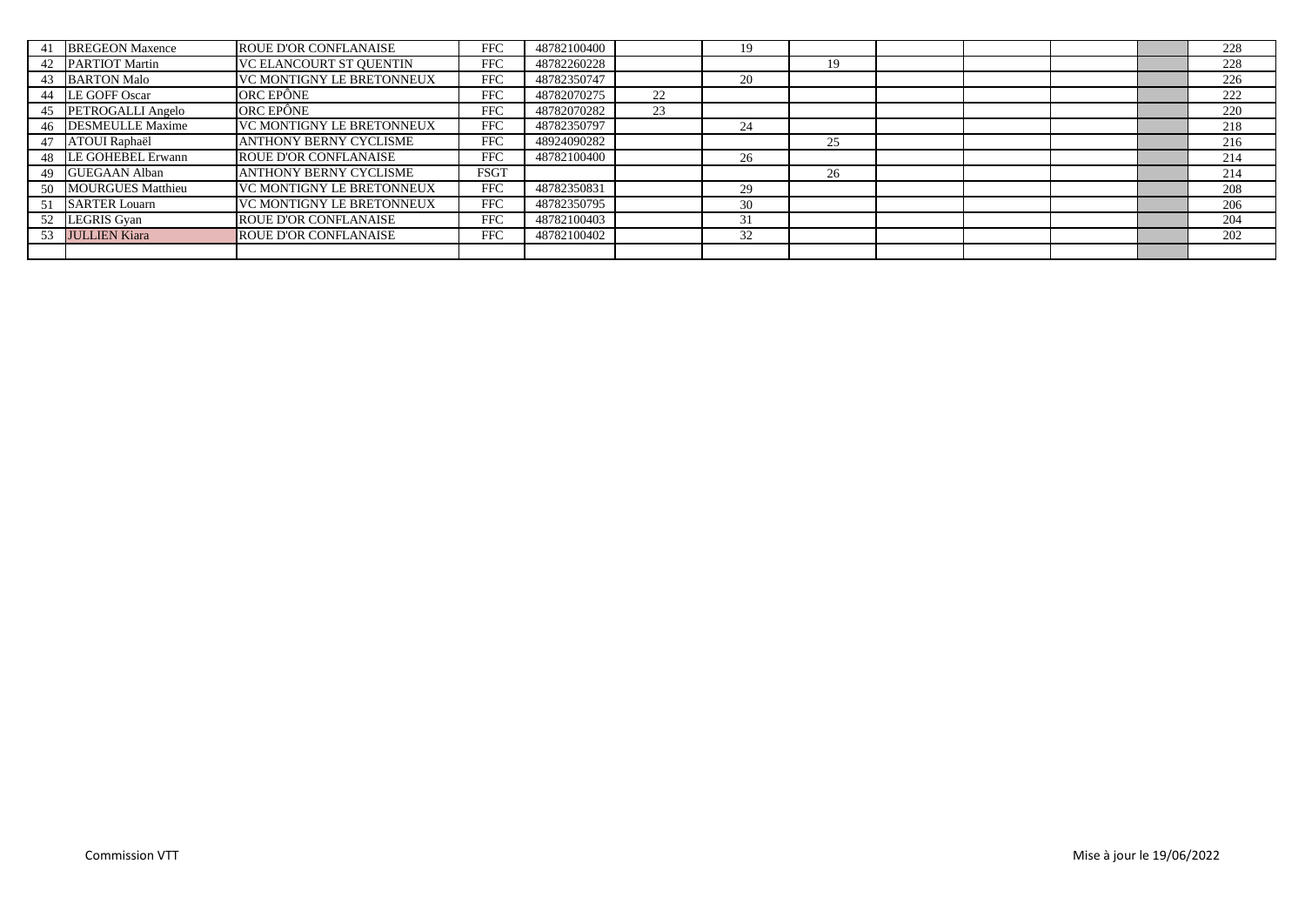| | | | | | | | | | | | | |
|---|---|---|---|---|---|---|---|---|---|---|---|---|
| 41 | BREGEON Maxence | ROUE D'OR CONFLANAISE | FFC | 48782100400 | | 19 | | | | | | 228 |
| 42 | PARTIOT Martin | VC ELANCOURT ST QUENTIN | FFC | 48782260228 | | | 19 | | | | | 228 |
| 43 | BARTON Malo | VC MONTIGNY LE BRETONNEUX | FFC | 48782350747 | | 20 | | | | | | 226 |
| 44 | LE GOFF Oscar | ORC EPÔNE | FFC | 48782070275 | 22 | | | | | | | 222 |
| 45 | PETROGALLI Angelo | ORC EPÔNE | FFC | 48782070282 | 23 | | | | | | | 220 |
| 46 | DESMEULLE Maxime | VC MONTIGNY LE BRETONNEUX | FFC | 48782350797 | | 24 | | | | | | 218 |
| 47 | ATOUI Raphaël | ANTHONY BERNY CYCLISME | FFC | 48924090282 | | | 25 | | | | | 216 |
| 48 | LE GOHEBEL Erwann | ROUE D'OR CONFLANAISE | FFC | 48782100400 | | 26 | | | | | | 214 |
| 49 | GUEGAAN Alban | ANTHONY BERNY CYCLISME | FSGT | | | | 26 | | | | | 214 |
| 50 | MOURGUES Matthieu | VC MONTIGNY LE BRETONNEUX | FFC | 48782350831 | | 29 | | | | | | 208 |
| 51 | SARTER Louarn | VC MONTIGNY LE BRETONNEUX | FFC | 48782350795 | | 30 | | | | | | 206 |
| 52 | LEGRIS Gyan | ROUE D'OR CONFLANAISE | FFC | 48782100403 | | 31 | | | | | | 204 |
| 53 | JULLIEN Kiara | ROUE D'OR CONFLANAISE | FFC | 48782100402 | | 32 | | | | | | 202 |
| | | | | | | | | | | | | |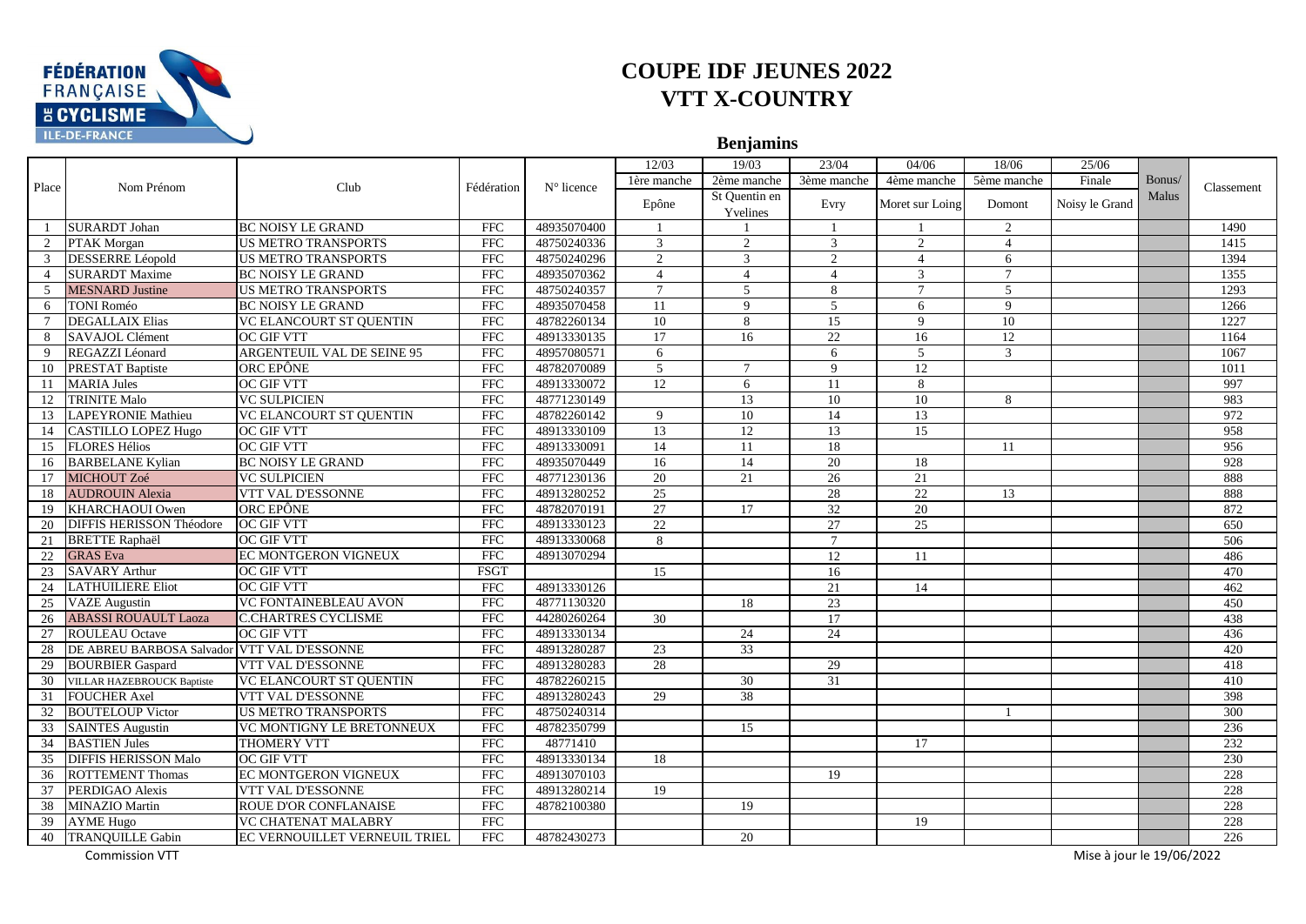# COUPE IDF JEUNES 2022
# VTT X-COUNTRY

## Benjamins

| Place | Nom Prénom | Club | Fédération | N° licence | 12/03 1ère manche Epône | 19/03 2ème manche St Quentin en Yvelines | 23/04 3ème manche Evry | 04/06 4ème manche Moret sur Loing | 18/06 5ème manche Domont | 25/06 Finale Noisy le Grand | Bonus/ Malus | Classement |
|---|---|---|---|---|---|---|---|---|---|---|---|---|
| 1 | SURARDT Johan | BC NOISY LE GRAND | FFC | 48935070400 | 1 | 1 | 1 | 1 | 2 | | | 1490 |
| 2 | PTAK Morgan | US METRO TRANSPORTS | FFC | 48750240336 | 3 | 2 | 3 | 2 | 4 | | | 1415 |
| 3 | DESSERRE Léopold | US METRO TRANSPORTS | FFC | 48750240296 | 2 | 3 | 2 | 4 | 6 | | | 1394 |
| 4 | SURARDT Maxime | BC NOISY LE GRAND | FFC | 48935070362 | 4 | 4 | 4 | 3 | 7 | | | 1355 |
| 5 | MESNARD Justine | US METRO TRANSPORTS | FFC | 48750240357 | 7 | 5 | 8 | 7 | 5 | | | 1293 |
| 6 | TONI Roméo | BC NOISY LE GRAND | FFC | 48935070458 | 11 | 9 | 5 | 6 | 9 | | | 1266 |
| 7 | DEGALLAIX Elias | VC ELANCOURT ST QUENTIN | FFC | 48782260134 | 10 | 8 | 15 | 9 | 10 | | | 1227 |
| 8 | SAVAJOL Clément | OC GIF VTT | FFC | 48913330135 | 17 | 16 | 22 | 16 | 12 | | | 1164 |
| 9 | REGAZZI Léonard | ARGENTEUIL VAL DE SEINE 95 | FFC | 48957080571 | 6 | | 6 | 5 | 3 | | | 1067 |
| 10 | PRESTAT Baptiste | ORC EPÔNE | FFC | 48782070089 | 5 | 7 | 9 | 12 | | | | 1011 |
| 11 | MARIA Jules | OC GIF VTT | FFC | 48913330072 | 12 | 6 | 11 | 8 | | | | 997 |
| 12 | TRINITE Malo | VC SULPICIEN | FFC | 48771230149 | | 13 | 10 | 10 | 8 | | | 983 |
| 13 | LAPEYRONIE Mathieu | VC ELANCOURT ST QUENTIN | FFC | 48782260142 | 9 | 10 | 14 | 13 | | | | 972 |
| 14 | CASTILLO LOPEZ Hugo | OC GIF VTT | FFC | 48913330109 | 13 | 12 | 13 | 15 | | | | 958 |
| 15 | FLORES Hélios | OC GIF VTT | FFC | 48913330091 | 14 | 11 | 18 | | 11 | | | 956 |
| 16 | BARBELANE Kylian | BC NOISY LE GRAND | FFC | 48935070449 | 16 | 14 | 20 | 18 | | | | 928 |
| 17 | MICHOUT Zoé | VC SULPICIEN | FFC | 48771230136 | 20 | 21 | 26 | 21 | | | | 888 |
| 18 | AUDROUIN Alexia | VTT VAL D'ESSONNE | FFC | 48913280252 | 25 | | 28 | 22 | 13 | | | 888 |
| 19 | KHARCHAOUI Owen | ORC EPÔNE | FFC | 48782070191 | 27 | 17 | 32 | 20 | | | | 872 |
| 20 | DIFFIS HERISSON Théodore | OC GIF VTT | FFC | 48913330123 | 22 | | 27 | 25 | | | | 650 |
| 21 | BRETTE Raphaël | OC GIF VTT | FFC | 48913330068 | 8 | | 7 | | | | | 506 |
| 22 | GRAS Eva | EC MONTGERON VIGNEUX | FFC | 48913070294 | | | 12 | 11 | | | | 486 |
| 23 | SAVARY Arthur | OC GIF VTT | FSGT | | 15 | | 16 | | | | | 470 |
| 24 | LATHUILIERE Eliot | OC GIF VTT | FFC | 48913330126 | | | 21 | 14 | | | | 462 |
| 25 | VAZE Augustin | VC FONTAINEBLEAU AVON | FFC | 48771130320 | | 18 | 23 | | | | | 450 |
| 26 | ABASSI ROUAULT Laoza | C.CHARTRES CYCLISME | FFC | 44280260264 | 30 | | 17 | | | | | 438 |
| 27 | ROULEAU Octave | OC GIF VTT | FFC | 48913330134 | | 24 | 24 | | | | | 436 |
| 28 | DE ABREU BARBOSA Salvador | VTT VAL D'ESSONNE | FFC | 48913280287 | 23 | 33 | | | | | | 420 |
| 29 | BOURBIER Gaspard | VTT VAL D'ESSONNE | FFC | 48913280283 | 28 | | 29 | | | | | 418 |
| 30 | VILLAR HAZEBROUCK Baptiste | VC ELANCOURT ST QUENTIN | FFC | 48782260215 | | 30 | 31 | | | | | 410 |
| 31 | FOUCHER Axel | VTT VAL D'ESSONNE | FFC | 48913280243 | 29 | 38 | | | | | | 398 |
| 32 | BOUTELOUP Victor | US METRO TRANSPORTS | FFC | 48750240314 | | | | | 1 | | | 300 |
| 33 | SAINTES Augustin | VC MONTIGNY LE BRETONNEUX | FFC | 48782350799 | | 15 | | | | | | 236 |
| 34 | BASTIEN Jules | THOMERY VTT | FFC | 48771410 | | | | 17 | | | | 232 |
| 35 | DIFFIS HERISSON Malo | OC GIF VTT | FFC | 48913330134 | 18 | | | | | | | 230 |
| 36 | ROTTEMENT Thomas | EC MONTGERON VIGNEUX | FFC | 48913070103 | | | 19 | | | | | 228 |
| 37 | PERDIGAO Alexis | VTT VAL D'ESSONNE | FFC | 48913280214 | 19 | | | | | | | 228 |
| 38 | MINAZIO Martin | ROUE D'OR CONFLANAISE | FFC | 48782100380 | | 19 | | | | | | 228 |
| 39 | AYME Hugo | VC CHATENAT MALABRY | FFC | | | | | 19 | | | | 228 |
| 40 | TRANQUILLE Gabin | EC VERNOUILLET VERNEUIL TRIEL | FFC | 48782430273 | | 20 | | | | | | 226 |

Commission VTT

Mise à jour le 19/06/2022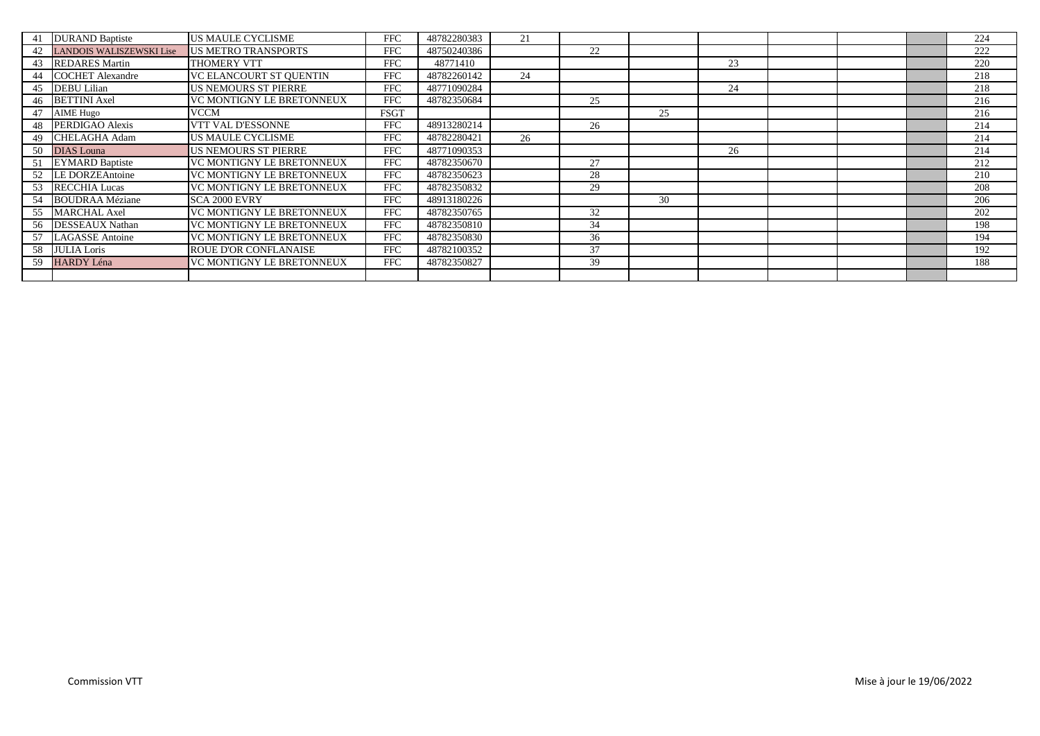| | | | | | | | | | | | | |
|---|---|---|---|---|---|---|---|---|---|---|---|---|
| 41 | DURAND Baptiste | US MAULE CYCLISME | FFC | 48782280383 | 21 | | | | | | | 224 |
| 42 | LANDOIS WALISZEWSKI Lise | US METRO TRANSPORTS | FFC | 48750240386 | | 22 | | | | | | 222 |
| 43 | REDARES Martin | THOMERY VTT | FFC | 48771410 | | | | 23 | | | | 220 |
| 44 | COCHET Alexandre | VC ELANCOURT ST QUENTIN | FFC | 48782260142 | 24 | | | | | | | 218 |
| 45 | DEBU Lilian | US NEMOURS ST PIERRE | FFC | 48771090284 | | | | 24 | | | | 218 |
| 46 | BETTINI Axel | VC MONTIGNY LE BRETONNEUX | FFC | 48782350684 | | 25 | | | | | | 216 |
| 47 | AIME Hugo | VCCM | FSGT | | | | 25 | | | | | 216 |
| 48 | PERDIGAO Alexis | VTT VAL D'ESSONNE | FFC | 48913280214 | | 26 | | | | | | 214 |
| 49 | CHELAGHA Adam | US MAULE CYCLISME | FFC | 48782280421 | 26 | | | | | | | 214 |
| 50 | DIAS Louna | US NEMOURS ST PIERRE | FFC | 48771090353 | | | | 26 | | | | 214 |
| 51 | EYMARD Baptiste | VC MONTIGNY LE BRETONNEUX | FFC | 48782350670 | | 27 | | | | | | 212 |
| 52 | LE DORZEAntoine | VC MONTIGNY LE BRETONNEUX | FFC | 48782350623 | | 28 | | | | | | 210 |
| 53 | RECCHIA Lucas | VC MONTIGNY LE BRETONNEUX | FFC | 48782350832 | | 29 | | | | | | 208 |
| 54 | BOUDRAA Méziane | SCA 2000 EVRY | FFC | 48913180226 | | | 30 | | | | | 206 |
| 55 | MARCHAL Axel | VC MONTIGNY LE BRETONNEUX | FFC | 48782350765 | | 32 | | | | | | 202 |
| 56 | DESSEAUX Nathan | VC MONTIGNY LE BRETONNEUX | FFC | 48782350810 | | 34 | | | | | | 198 |
| 57 | LAGASSE Antoine | VC MONTIGNY LE BRETONNEUX | FFC | 48782350830 | | 36 | | | | | | 194 |
| 58 | JULIA Loris | ROUE D'OR CONFLANAISE | FFC | 48782100352 | | 37 | | | | | | 192 |
| 59 | HARDY Léna | VC MONTIGNY LE BRETONNEUX | FFC | 48782350827 | | 39 | | | | | | 188 |
| | | | | | | | | | | | | |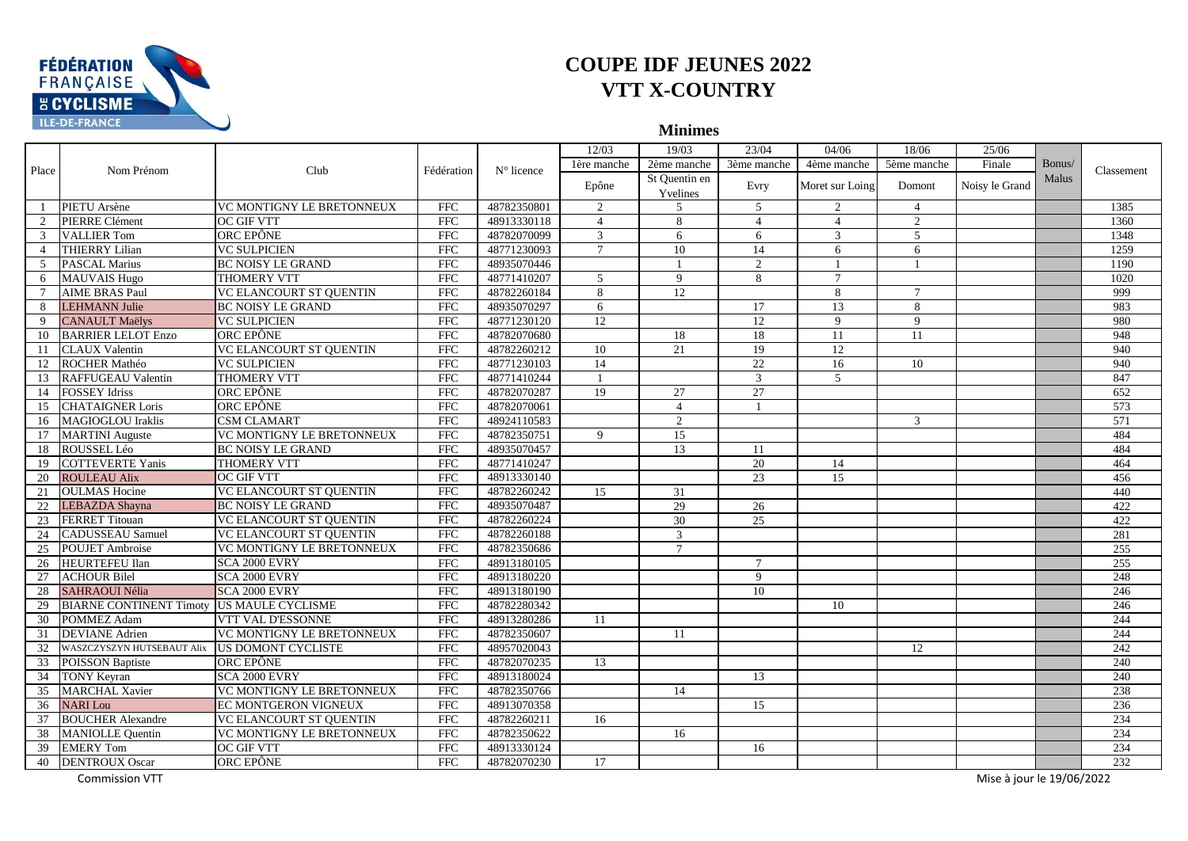# COUPE IDF JEUNES 2022
# VTT X-COUNTRY

## Minimes

| Place | Nom Prénom | Club | Fédération | N° licence | 12/03 | 19/03 | 23/04 | 04/06 | 18/06 | 25/06 | Bonus/ Malus | Classement |
|---|---|---|---|---|---|---|---|---|---|---|---|---|
| | | | | | 1ère manche | 2ème manche | 3ème manche | 4ème manche | 5ème manche | Finale | | |
| | | | | | Epône | St Quentin en Yvelines | Evry | Moret sur Loing | Domont | Noisy le Grand | | |
| 1 | PIETU Arsène | VC MONTIGNY LE BRETONNEUX | FFC | 48782350801 | 2 | 5 | 5 | 2 | 4 | | | 1385 |
| 2 | PIERRE Clément | OC GIF VTT | FFC | 48913330118 | 4 | 8 | 4 | 4 | 2 | | | 1360 |
| 3 | VALLIER Tom | ORC EPÔNE | FFC | 48782070099 | 3 | 6 | 6 | 3 | 5 | | | 1348 |
| 4 | THIERRY Lilian | VC SULPICIEN | FFC | 48771230093 | 7 | 10 | 14 | 6 | 6 | | | 1259 |
| 5 | PASCAL Marius | BC NOISY LE GRAND | FFC | 48935070446 | | 1 | 2 | 1 | 1 | | | 1190 |
| 6 | MAUVAIS Hugo | THOMERY VTT | FFC | 48771410207 | 5 | 9 | 8 | 7 | | | | 1020 |
| 7 | AIME BRAS Paul | VC ELANCOURT ST QUENTIN | FFC | 48782260184 | 8 | 12 | | 8 | 7 | | | 999 |
| 8 | LEHMANN Julie | BC NOISY LE GRAND | FFC | 48935070297 | 6 | | 17 | 13 | 8 | | | 983 |
| 9 | CANAULT Maëlys | VC SULPICIEN | FFC | 48771230120 | 12 | | 12 | 9 | 9 | | | 980 |
| 10 | BARRIER LELOT Enzo | ORC EPÔNE | FFC | 48782070680 | | 18 | 18 | 11 | 11 | | | 948 |
| 11 | CLAUX Valentin | VC ELANCOURT ST QUENTIN | FFC | 48782260212 | 10 | 21 | 19 | 12 | | | | 940 |
| 12 | ROCHER Mathéo | VC SULPICIEN | FFC | 48771230103 | 14 | | 22 | 16 | 10 | | | 940 |
| 13 | RAFFUGEAU Valentin | THOMERY VTT | FFC | 48771410244 | 1 | | 3 | 5 | | | | 847 |
| 14 | FOSSEY Idriss | ORC EPÔNE | FFC | 48782070287 | 19 | 27 | 27 | | | | | 652 |
| 15 | CHATAIGNER Loris | ORC EPÔNE | FFC | 48782070061 | | 4 | 1 | | | | | 573 |
| 16 | MAGIOGLOU Iraklis | CSM CLAMART | FFC | 48924110583 | | 2 | | | 3 | | | 571 |
| 17 | MARTINI Auguste | VC MONTIGNY LE BRETONNEUX | FFC | 48782350751 | 9 | 15 | | | | | | 484 |
| 18 | ROUSSEL Léo | BC NOISY LE GRAND | FFC | 48935070457 | | 13 | 11 | | | | | 484 |
| 19 | COTTEVERTE Yanis | THOMERY VTT | FFC | 48771410247 | | | 20 | 14 | | | | 464 |
| 20 | ROULEAU Alix | OC GIF VTT | FFC | 48913330140 | | | 23 | 15 | | | | 456 |
| 21 | OULMAS Hocine | VC ELANCOURT ST QUENTIN | FFC | 48782260242 | 15 | 31 | | | | | | 440 |
| 22 | LEBAZDA Shayna | BC NOISY LE GRAND | FFC | 48935070487 | | 29 | 26 | | | | | 422 |
| 23 | FERRET Titouan | VC ELANCOURT ST QUENTIN | FFC | 48782260224 | | 30 | 25 | | | | | 422 |
| 24 | CADUSSEAU Samuel | VC ELANCOURT ST QUENTIN | FFC | 48782260188 | | 3 | | | | | | 281 |
| 25 | POUJET Ambroise | VC MONTIGNY LE BRETONNEUX | FFC | 48782350686 | | 7 | | | | | | 255 |
| 26 | HEURTEFEU Ilan | SCA 2000 EVRY | FFC | 48913180105 | | | 7 | | | | | 255 |
| 27 | ACHOUR Bilel | SCA 2000 EVRY | FFC | 48913180220 | | | 9 | | | | | 248 |
| 28 | SAHRAOUI Nélia | SCA 2000 EVRY | FFC | 48913180190 | | | 10 | | | | | 246 |
| 29 | BIARNE CONTINENT Timoty | US MAULE CYCLISME | FFC | 48782280342 | | | | 10 | | | | 246 |
| 30 | POMMEZ Adam | VTT VAL D'ESSONNE | FFC | 48913280286 | 11 | | | | | | | 244 |
| 31 | DEVIANE Adrien | VC MONTIGNY LE BRETONNEUX | FFC | 48782350607 | | 11 | | | | | | 244 |
| 32 | WASZCZYSZYN HUTSEBAUT Alix | US DOMONT CYCLISTE | FFC | 48957020043 | | | | | 12 | | | 242 |
| 33 | POISSON Baptiste | ORC EPÔNE | FFC | 48782070235 | 13 | | | | | | | 240 |
| 34 | TONY Keyran | SCA 2000 EVRY | FFC | 48913180024 | | | 13 | | | | | 240 |
| 35 | MARCHAL Xavier | VC MONTIGNY LE BRETONNEUX | FFC | 48782350766 | | 14 | | | | | | 238 |
| 36 | NARI Lou | EC MONTGERON VIGNEUX | FFC | 48913070358 | | | 15 | | | | | 236 |
| 37 | BOUCHER Alexandre | VC ELANCOURT ST QUENTIN | FFC | 48782260211 | 16 | | | | | | | 234 |
| 38 | MANIOLLE Quentin | VC MONTIGNY LE BRETONNEUX | FFC | 48782350622 | | 16 | | | | | | 234 |
| 39 | EMERY Tom | OC GIF VTT | FFC | 48913330124 | | | 16 | | | | | 234 |
| 40 | DENTROUX Oscar | ORC EPÔNE | FFC | 48782070230 | 17 | | | | | | | 232 |

Commission VTT

Mise à jour le 19/06/2022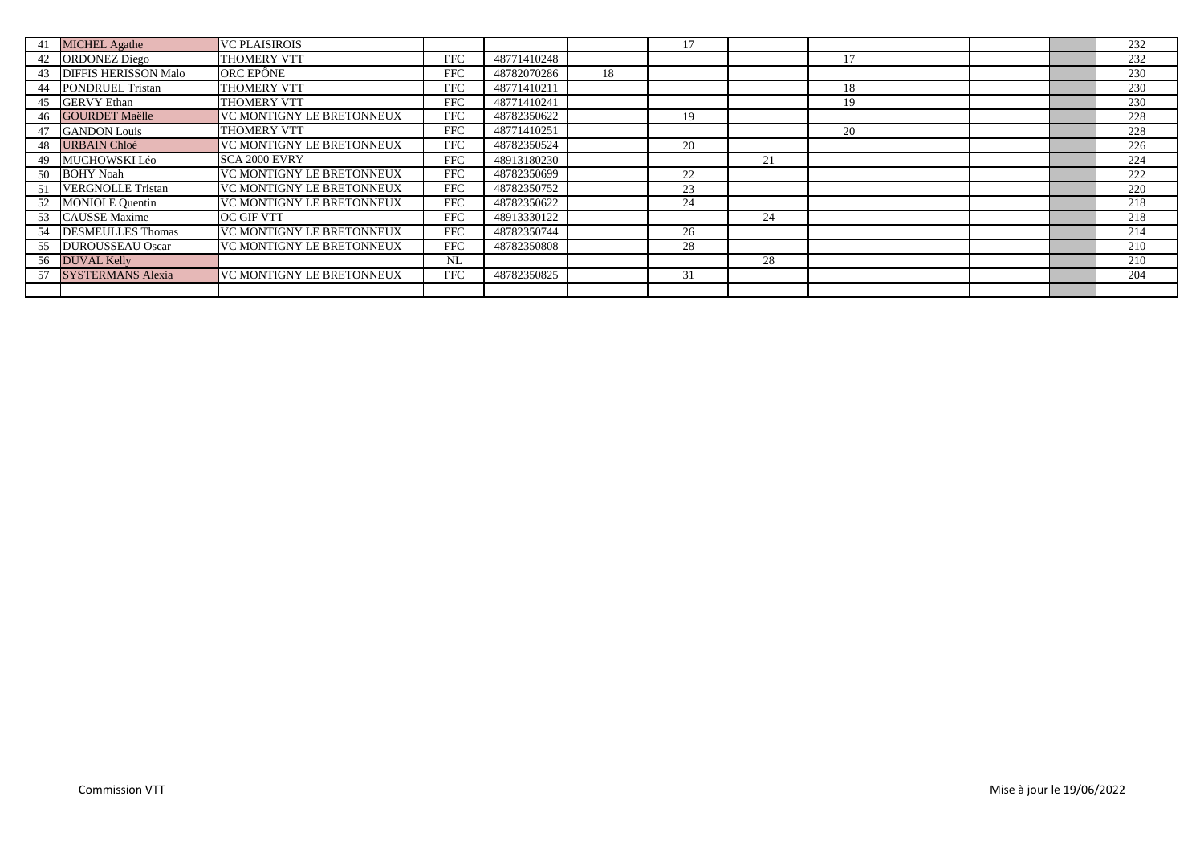| | | | | | | | | | | | | |
|---|---|---|---|---|---|---|---|---|---|---|---|---|
| 41 | MICHEL Agathe | VC PLAISIROIS | | | | 17 | | | | | | 232 |
| 42 | ORDONEZ Diego | THOMERY VTT | FFC | 48771410248 | | | | 17 | | | | 232 |
| 43 | DIFFIS HERISSON Malo | ORC EPÔNE | FFC | 48782070286 | 18 | | | | | | | 230 |
| 44 | PONDRUEL Tristan | THOMERY VTT | FFC | 48771410211 | | | | 18 | | | | 230 |
| 45 | GERVY Ethan | THOMERY VTT | FFC | 48771410241 | | | | 19 | | | | 230 |
| 46 | GOURDET Maëlle | VC MONTIGNY LE BRETONNEUX | FFC | 48782350622 | | 19 | | | | | | 228 |
| 47 | GANDON Louis | THOMERY VTT | FFC | 48771410251 | | | | 20 | | | | 228 |
| 48 | URBAIN Chloé | VC MONTIGNY LE BRETONNEUX | FFC | 48782350524 | | 20 | | | | | | 226 |
| 49 | MUCHOWSKI Léo | SCA 2000 EVRY | FFC | 48913180230 | | | 21 | | | | | 224 |
| 50 | BOHY Noah | VC MONTIGNY LE BRETONNEUX | FFC | 48782350699 | | 22 | | | | | | 222 |
| 51 | VERGNOLLE Tristan | VC MONTIGNY LE BRETONNEUX | FFC | 48782350752 | | 23 | | | | | | 220 |
| 52 | MONIOLE Quentin | VC MONTIGNY LE BRETONNEUX | FFC | 48782350622 | | 24 | | | | | | 218 |
| 53 | CAUSSE Maxime | OC GIF VTT | FFC | 48913330122 | | | 24 | | | | | 218 |
| 54 | DESMEULLES Thomas | VC MONTIGNY LE BRETONNEUX | FFC | 48782350744 | | 26 | | | | | | 214 |
| 55 | DUROUSSEAU Oscar | VC MONTIGNY LE BRETONNEUX | FFC | 48782350808 | | 28 | | | | | | 210 |
| 56 | DUVAL Kelly | | NL | | | | 28 | | | | | 210 |
| 57 | SYSTERMANS Alexia | VC MONTIGNY LE BRETONNEUX | FFC | 48782350825 | | 31 | | | | | | 204 |
| | | | | | | | | | | | | |